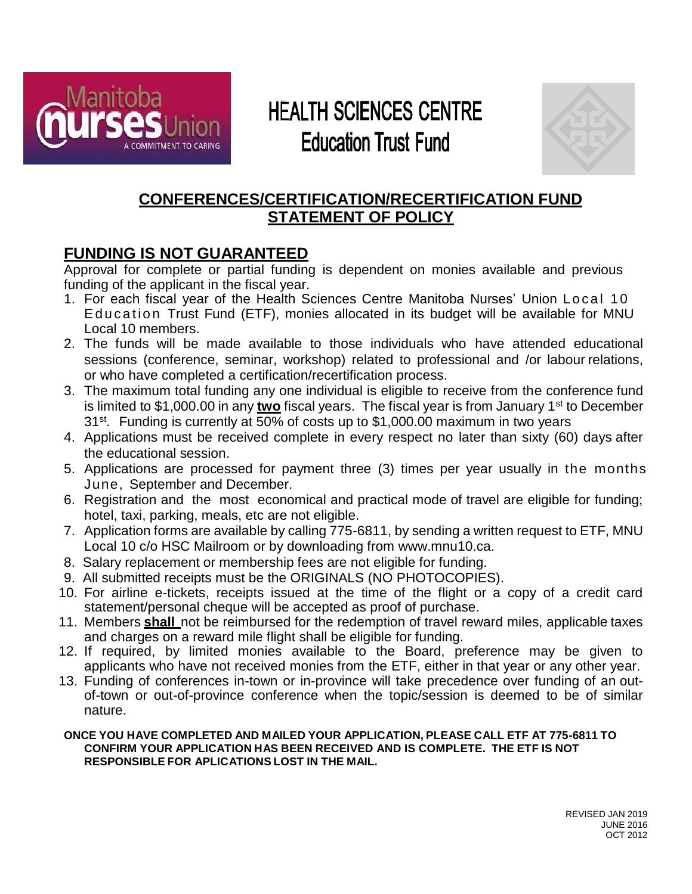# HEALTH SCIENCES CENTRE
# Education Trust Fund

## CONFERENCES/CERTIFICATION/RECERTIFICATION FUND
## STATEMENT OF POLICY

## FUNDING IS NOT GUARANTEED

Approval for complete or partial funding is dependent on monies available and previous funding of the applicant in the fiscal year.

1. For each fiscal year of the Health Sciences Centre Manitoba Nurses' Union Local 10 Education Trust Fund (ETF), monies allocated in its budget will be available for MNU Local 10 members.
2. The funds will be made available to those individuals who have attended educational sessions (conference, seminar, workshop) related to professional and /or labour relations, or who have completed a certification/recertification process.
3. The maximum total funding any one individual is eligible to receive from the conference fund is limited to $1,000.00 in any **two** fiscal years. The fiscal year is from January 1st to December 31st. Funding is currently at 50% of costs up to $1,000.00 maximum in two years
4. Applications must be received complete in every respect no later than sixty (60) days after the educational session.
5. Applications are processed for payment three (3) times per year usually in the months June, September and December.
6. Registration and the most economical and practical mode of travel are eligible for funding; hotel, taxi, parking, meals, etc are not eligible.
7. Application forms are available by calling 775-6811, by sending a written request to ETF, MNU Local 10 c/o HSC Mailroom or by downloading from www.mnu10.ca.
8. Salary replacement or membership fees are not eligible for funding.
9. All submitted receipts must be the ORIGINALS (NO PHOTOCOPIES).
10. For airline e-tickets, receipts issued at the time of the flight or a copy of a credit card statement/personal cheque will be accepted as proof of purchase.
11. Members **shall** not be reimbursed for the redemption of travel reward miles, applicable taxes and charges on a reward mile flight shall be eligible for funding.
12. If required, by limited monies available to the Board, preference may be given to applicants who have not received monies from the ETF, either in that year or any other year.
13. Funding of conferences in-town or in-province will take precedence over funding of an out-of-town or out-of-province conference when the topic/session is deemed to be of similar nature.

**ONCE YOU HAVE COMPLETED AND MAILED YOUR APPLICATION, PLEASE CALL ETF AT 775-6811 TO CONFIRM YOUR APPLICATION HAS BEEN RECEIVED AND IS COMPLETE. THE ETF IS NOT RESPONSIBLE FOR APLICATIONS LOST IN THE MAIL.**

REVISED JAN 2019
JUNE 2016
OCT 2012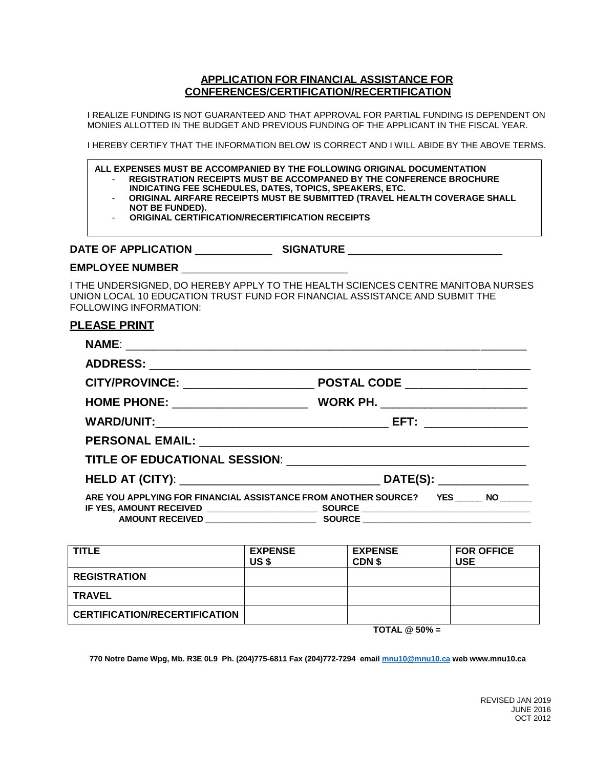## APPLICATION FOR FINANCIAL ASSISTANCE FOR CONFERENCES/CERTIFICATION/RECERTIFICATION

I REALIZE FUNDING IS NOT GUARANTEED AND THAT APPROVAL FOR PARTIAL FUNDING IS DEPENDENT ON MONIES ALLOTTED IN THE BUDGET AND PREVIOUS FUNDING OF THE APPLICANT IN THE FISCAL YEAR.

I HEREBY CERTIFY THAT THE INFORMATION BELOW IS CORRECT AND I WILL ABIDE BY THE ABOVE TERMS.

**ALL EXPENSES MUST BE ACCOMPANIED BY THE FOLLOWING ORIGINAL DOCUMENTATION**

- **REGISTRATION RECEIPTS MUST BE ACCOMPANED BY THE CONFERENCE BROCHURE INDICATING FEE SCHEDULES, DATES, TOPICS, SPEAKERS, ETC.**
- **ORIGINAL AIRFARE RECEIPTS MUST BE SUBMITTED (TRAVEL HEALTH COVERAGE SHALL NOT BE FUNDED).**
- **ORIGINAL CERTIFICATION/RECERTIFICATION RECEIPTS**

**DATE OF APPLICATION** ____________ **SIGNATURE** ________________________

**EMPLOYEE NUMBER** ___________________________

I THE UNDERSIGNED, DO HEREBY APPLY TO THE HEALTH SCIENCES CENTRE MANITOBA NURSES UNION LOCAL 10 EDUCATION TRUST FUND FOR FINANCIAL ASSISTANCE AND SUBMIT THE FOLLOWING INFORMATION:

## PLEASE PRINT

**NAME**: ______________________________________________________________

**ADDRESS:** ____________________________________________________________

**CITY/PROVINCE:** ____________________ **POSTAL CODE** __________________

**HOME PHONE:** ____________________ **WORK PH.** ______________________

**WARD/UNIT:**_________________________________ **EFT:** _______________

**PERSONAL EMAIL:** _____________________________________________________

**TITLE OF EDUCATIONAL SESSION**: __________________________________

**HELD AT (CITY)**: ______________________________ **DATE(S):** _____________

**ARE YOU APPLYING FOR FINANCIAL ASSISTANCE FROM ANOTHER SOURCE? YES _____ NO ______**

**IF YES, AMOUNT RECEIVED** ______________________ **SOURCE** __________________________________

**AMOUNT RECEIVED** ______________________ **SOURCE** __________________________________

| TITLE | EXPENSE US $ | EXPENSE CDN $ | FOR OFFICE USE |
|---|---|---|---|
| REGISTRATION | | | |
| TRAVEL | | | |
| CERTIFICATION/RECERTIFICATION | | | |
| | | TOTAL @ 50% = | |

**770 Notre Dame Wpg, Mb. R3E 0L9 Ph. (204)775-6811 Fax (204)772-7294 email mnu10@mnu10.ca web www.mnu10.ca**

REVISED JAN 2019
JUNE 2016
OCT 2012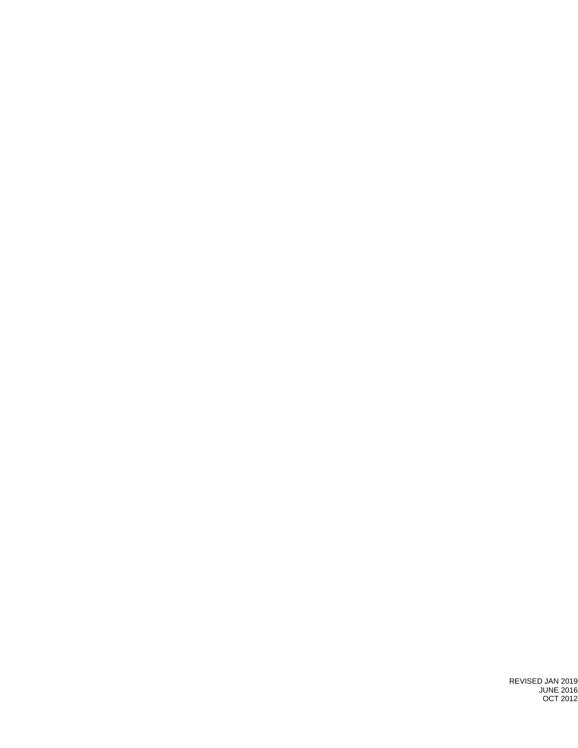REVISED JAN 2019
JUNE 2016
OCT 2012